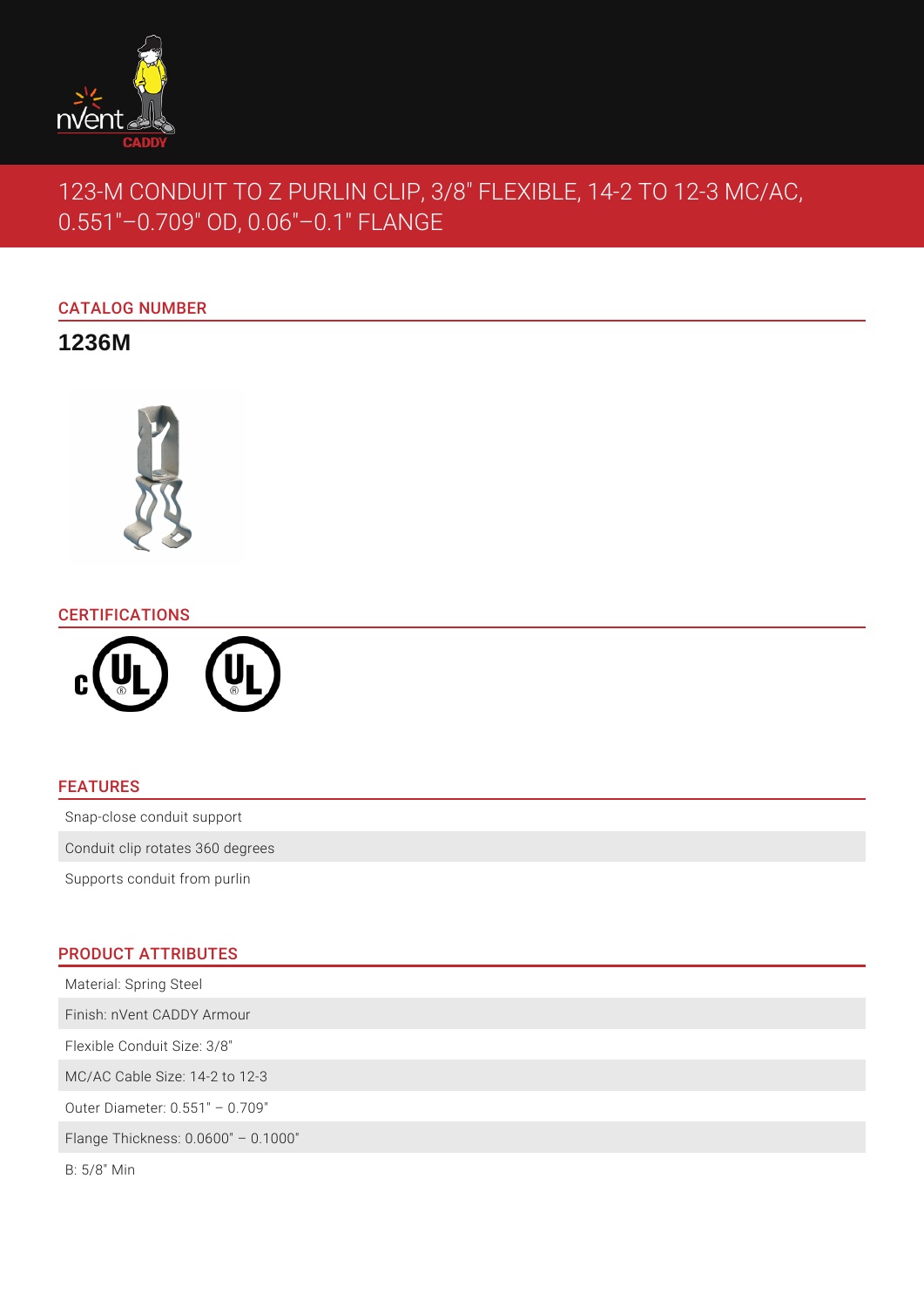# 123-M CONDUIT TO Z PURLIN CLIP, 3/8" FLEXIBLE, 14-2 TO 12-3 MC/AC, 0.551"–0.709" OD, 0.06"–0.1" FLANGE

## CATALOG NUMBER

**1236M**

## CERTIFICATIONS

## FEATURES

- Snap-close conduit support
- Conduit clip rotates 360 degrees
- Supports conduit from purlin

## PRODUCT ATTRIBUTES

- Material: Spring Steel
- Finish: nVent CADDY Armour
- Flexible Conduit Size: 3/8"
- MC/AC Cable Size: 14-2 to 12-3
- Outer Diameter: 0.551" – 0.709"
- Flange Thickness: 0.0600" – 0.1000"
- B: 5/8" Min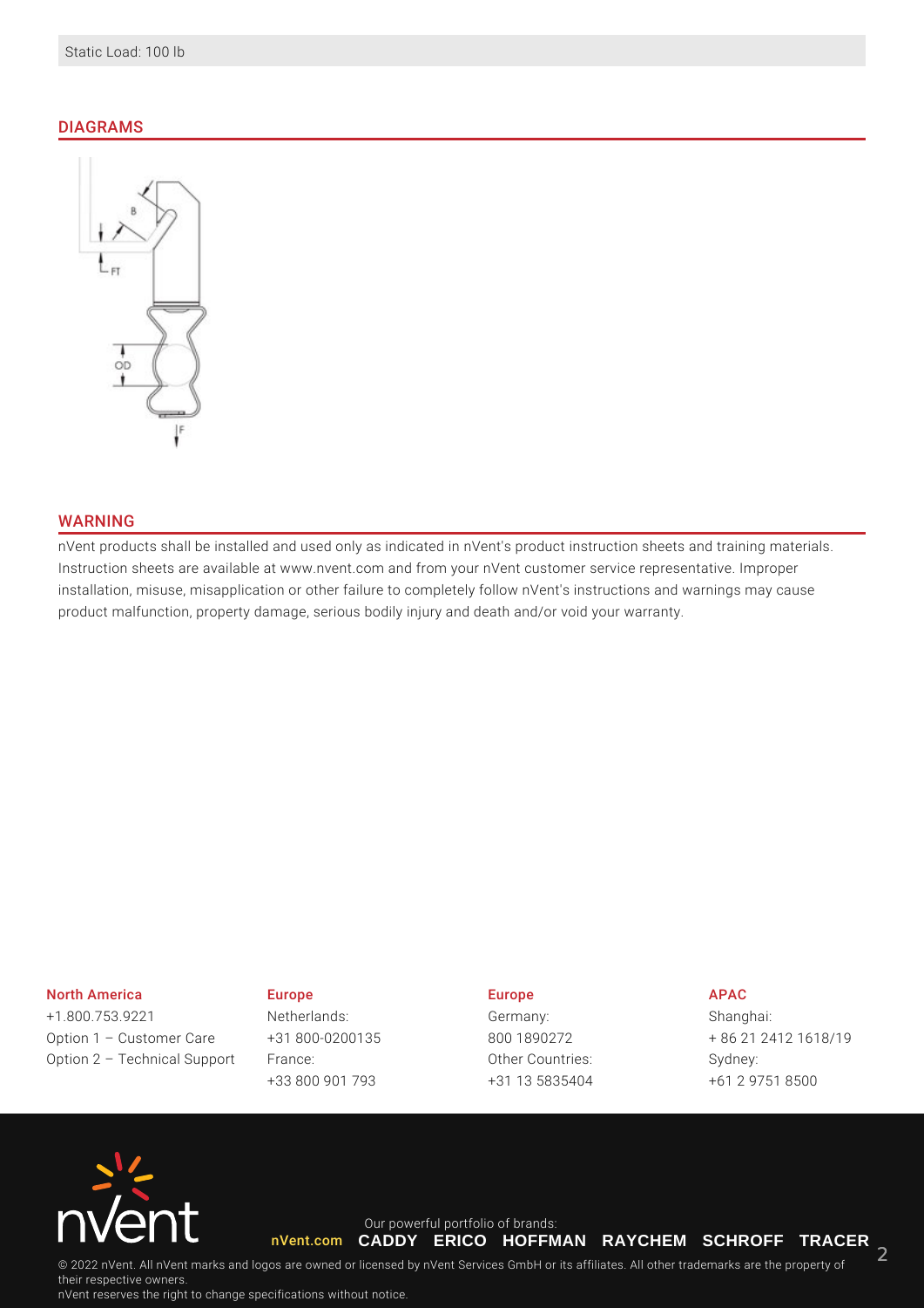Static Load: 100 lb

## DIAGRAMS

B

FT

OD

F

## WARNING

nVent products shall be installed and used only as indicated in nVent's product instruction sheets and training materials. Instruction sheets are available at www.nvent.com and from your nVent customer service representative. Improper installation, misuse, misapplication or other failure to completely follow nVent's instructions and warnings may cause product malfunction, property damage, serious bodily injury and death and/or void your warranty.

**North America**
+1.800.753.9221
Option 1 – Customer Care
Option 2 – Technical Support

**Europe**
Netherlands:
+31 800-0200135
France:
+33 800 901 793

**Europe**
Germany:
800 1890272
Other Countries:
+31 13 5835404

**APAC**
Shanghai:
+ 86 21 2412 1618/19
Sydney:
+61 2 9751 8500

nVent

Our powerful portfolio of brands:
nVent.com CADDY ERICO HOFFMAN RAYCHEM SCHROFF TRACER

© 2022 nVent. All nVent marks and logos are owned or licensed by nVent Services GmbH or its affiliates. All other trademarks are the property of their respective owners.
nVent reserves the right to change specifications without notice.